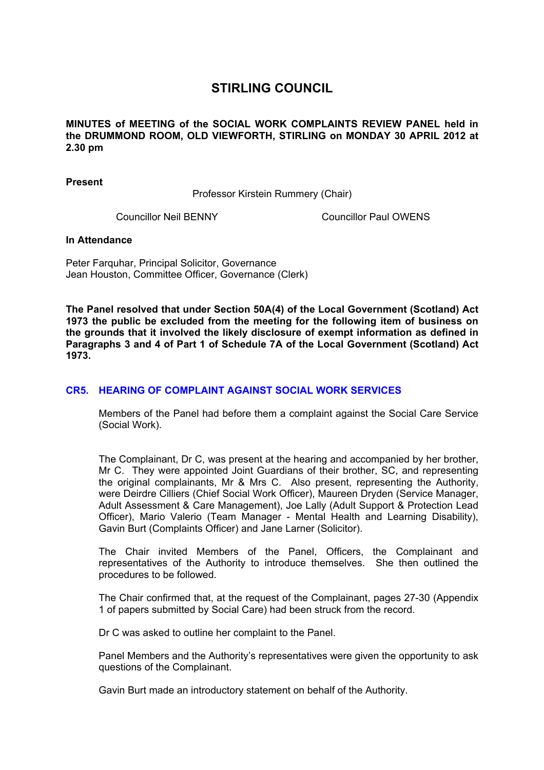# STIRLING COUNCIL

**MINUTES of MEETING of the SOCIAL WORK COMPLAINTS REVIEW PANEL held in the DRUMMOND ROOM, OLD VIEWFORTH, STIRLING on MONDAY 30 APRIL 2012 at 2.30 pm**

**Present**

Professor Kirstein Rummery (Chair)

Councillor Neil BENNY

Councillor Paul OWENS

**In Attendance**

Peter Farquhar, Principal Solicitor, Governance
Jean Houston, Committee Officer, Governance (Clerk)

**The Panel resolved that under Section 50A(4) of the Local Government (Scotland) Act 1973 the public be excluded from the meeting for the following item of business on the grounds that it involved the likely disclosure of exempt information as defined in Paragraphs 3 and 4 of Part 1 of Schedule 7A of the Local Government (Scotland) Act 1973.**

## CR5. HEARING OF COMPLAINT AGAINST SOCIAL WORK SERVICES

Members of the Panel had before them a complaint against the Social Care Service (Social Work).

The Complainant, Dr C, was present at the hearing and accompanied by her brother, Mr C. They were appointed Joint Guardians of their brother, SC, and representing the original complainants, Mr & Mrs C. Also present, representing the Authority, were Deirdre Cilliers (Chief Social Work Officer), Maureen Dryden (Service Manager, Adult Assessment & Care Management), Joe Lally (Adult Support & Protection Lead Officer), Mario Valerio (Team Manager - Mental Health and Learning Disability), Gavin Burt (Complaints Officer) and Jane Larner (Solicitor).

The Chair invited Members of the Panel, Officers, the Complainant and representatives of the Authority to introduce themselves. She then outlined the procedures to be followed.

The Chair confirmed that, at the request of the Complainant, pages 27-30 (Appendix 1 of papers submitted by Social Care) had been struck from the record.

Dr C was asked to outline her complaint to the Panel.

Panel Members and the Authority's representatives were given the opportunity to ask questions of the Complainant.

Gavin Burt made an introductory statement on behalf of the Authority.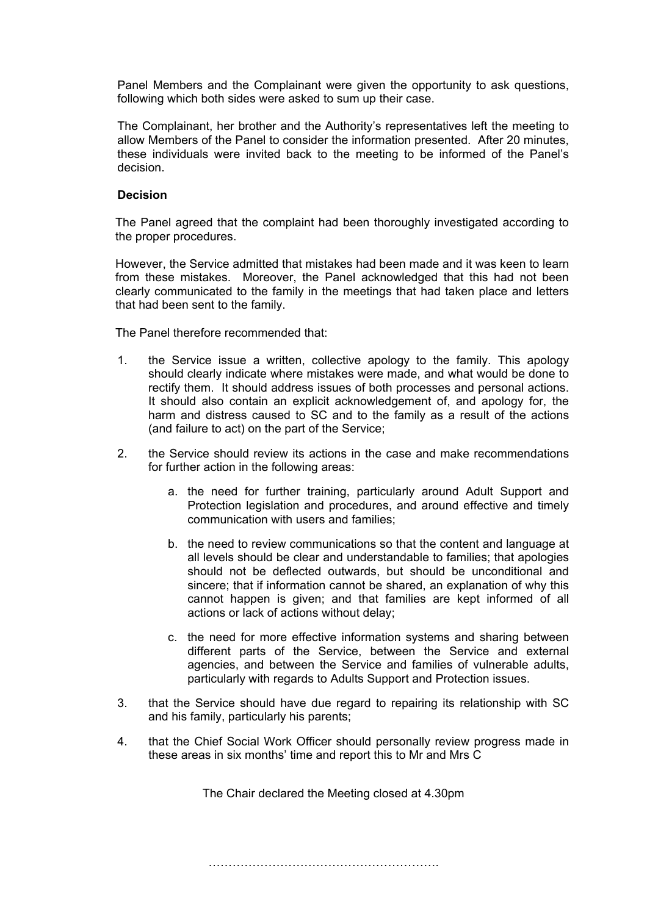Panel Members and the Complainant were given the opportunity to ask questions, following which both sides were asked to sum up their case.

The Complainant, her brother and the Authority's representatives left the meeting to allow Members of the Panel to consider the information presented. After 20 minutes, these individuals were invited back to the meeting to be informed of the Panel's decision.

**Decision**

The Panel agreed that the complaint had been thoroughly investigated according to the proper procedures.

However, the Service admitted that mistakes had been made and it was keen to learn from these mistakes. Moreover, the Panel acknowledged that this had not been clearly communicated to the family in the meetings that had taken place and letters that had been sent to the family.

The Panel therefore recommended that:

1. the Service issue a written, collective apology to the family. This apology should clearly indicate where mistakes were made, and what would be done to rectify them. It should address issues of both processes and personal actions. It should also contain an explicit acknowledgement of, and apology for, the harm and distress caused to SC and to the family as a result of the actions (and failure to act) on the part of the Service;

2. the Service should review its actions in the case and make recommendations for further action in the following areas:

    a. the need for further training, particularly around Adult Support and Protection legislation and procedures, and around effective and timely communication with users and families;

    b. the need to review communications so that the content and language at all levels should be clear and understandable to families; that apologies should not be deflected outwards, but should be unconditional and sincere; that if information cannot be shared, an explanation of why this cannot happen is given; and that families are kept informed of all actions or lack of actions without delay;

    c. the need for more effective information systems and sharing between different parts of the Service, between the Service and external agencies, and between the Service and families of vulnerable adults, particularly with regards to Adults Support and Protection issues.

3. that the Service should have due regard to repairing its relationship with SC and his family, particularly his parents;

4. that the Chief Social Work Officer should personally review progress made in these areas in six months' time and report this to Mr and Mrs C

The Chair declared the Meeting closed at 4.30pm

…………………………………………………